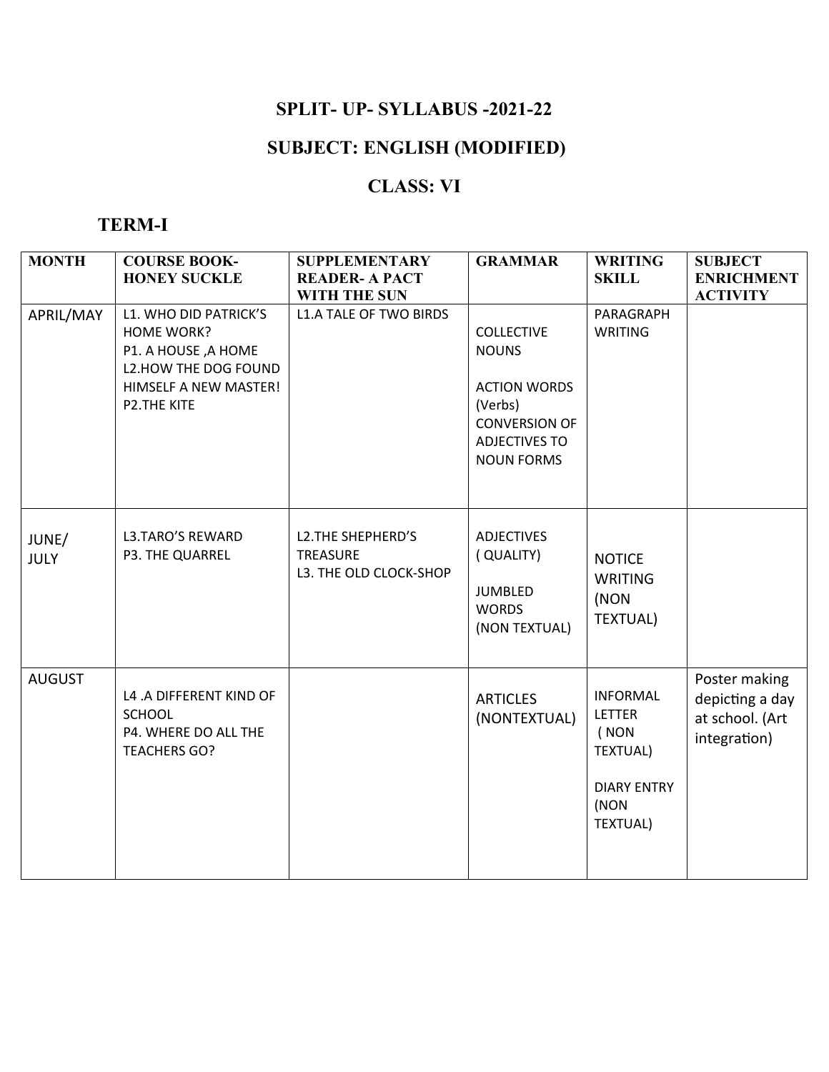# SPLIT- UP- SYLLABUS -2021-22

## SUBJECT: ENGLISH (MODIFIED)

## CLASS: VI

### TERM-I

| MONTH | COURSE BOOK- HONEY SUCKLE | SUPPLEMENTARY READER- A PACT WITH THE SUN | GRAMMAR | WRITING SKILL | SUBJECT ENRICHMENT ACTIVITY |
|---|---|---|---|---|---|
| APRIL/MAY | L1. WHO DID PATRICK'S HOME WORK?<br>P1. A HOUSE ,A HOME<br>L2.HOW THE DOG FOUND HIMSELF A NEW MASTER!<br>P2.THE KITE | L1.A TALE OF TWO BIRDS | COLLECTIVE NOUNS<br><br>ACTION WORDS (Verbs)<br>CONVERSION OF ADJECTIVES TO NOUN FORMS | PARAGRAPH WRITING | |
| JUNE/ JULY | L3.TARO'S REWARD<br>P3. THE QUARREL | L2.THE SHEPHERD'S TREASURE<br>L3. THE OLD CLOCK-SHOP | ADJECTIVES ( QUALITY)<br><br>JUMBLED WORDS (NON TEXTUAL) | NOTICE WRITING (NON TEXTUAL) | |
| AUGUST | L4 .A DIFFERENT KIND OF SCHOOL<br>P4. WHERE DO ALL THE TEACHERS GO? | | ARTICLES (NONTEXTUAL) | INFORMAL LETTER ( NON TEXTUAL)<br><br>DIARY ENTRY (NON TEXTUAL) | Poster making depicting a day at school. (Art integration) |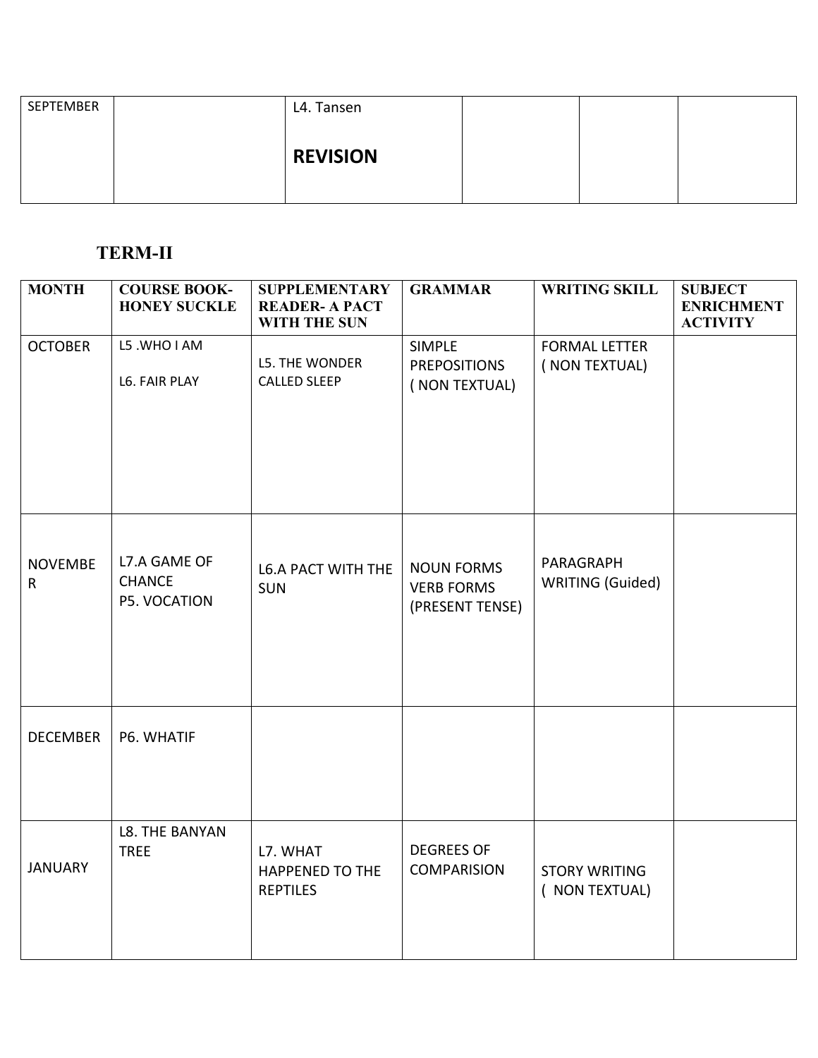| SEPTEMBER | | L4. Tansen<br><br>**REVISION** | | | |
|---|---|---|---|---|---|

## TERM-II

| MONTH | COURSE BOOK-HONEY SUCKLE | SUPPLEMENTARY READER- A PACT WITH THE SUN | GRAMMAR | WRITING SKILL | SUBJECT ENRICHMENT ACTIVITY |
|---|---|---|---|---|---|
| OCTOBER | L5 .WHO I AM<br>L6. FAIR PLAY | L5. THE WONDER CALLED SLEEP | SIMPLE PREPOSITIONS ( NON TEXTUAL) | FORMAL LETTER ( NON TEXTUAL) | |
| NOVEMBER | L7.A GAME OF CHANCE<br>P5. VOCATION | L6.A PACT WITH THE SUN | NOUN FORMS<br>VERB FORMS (PRESENT TENSE) | PARAGRAPH WRITING (Guided) | |
| DECEMBER | P6. WHATIF | | | | |
| JANUARY | L8. THE BANYAN TREE | L7. WHAT HAPPENED TO THE REPTILES | DEGREES OF COMPARISION | STORY WRITING ( NON TEXTUAL) | |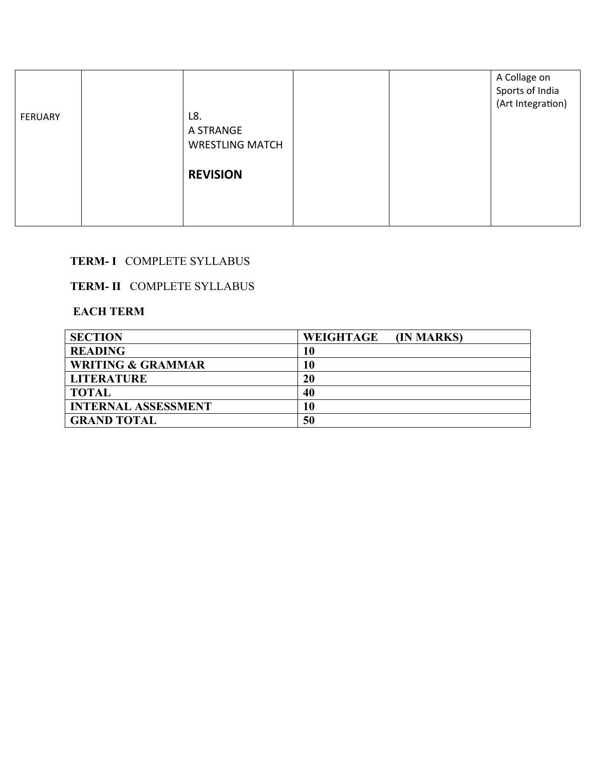| | | | | | |
|---|---|---|---|---|---|
| FERUARY | | L8.<br>A STRANGE WRESTLING MATCH<br><br>**REVISION** | | | A Collage on Sports of India (Art Integration) |

**TERM- I** COMPLETE SYLLABUS

**TERM- II** COMPLETE SYLLABUS

**EACH TERM**

| SECTION | WEIGHTAGE (IN MARKS) |
|---|---|
| READING | 10 |
| WRITING & GRAMMAR | 10 |
| LITERATURE | 20 |
| TOTAL | 40 |
| INTERNAL ASSESSMENT | 10 |
| GRAND TOTAL | 50 |